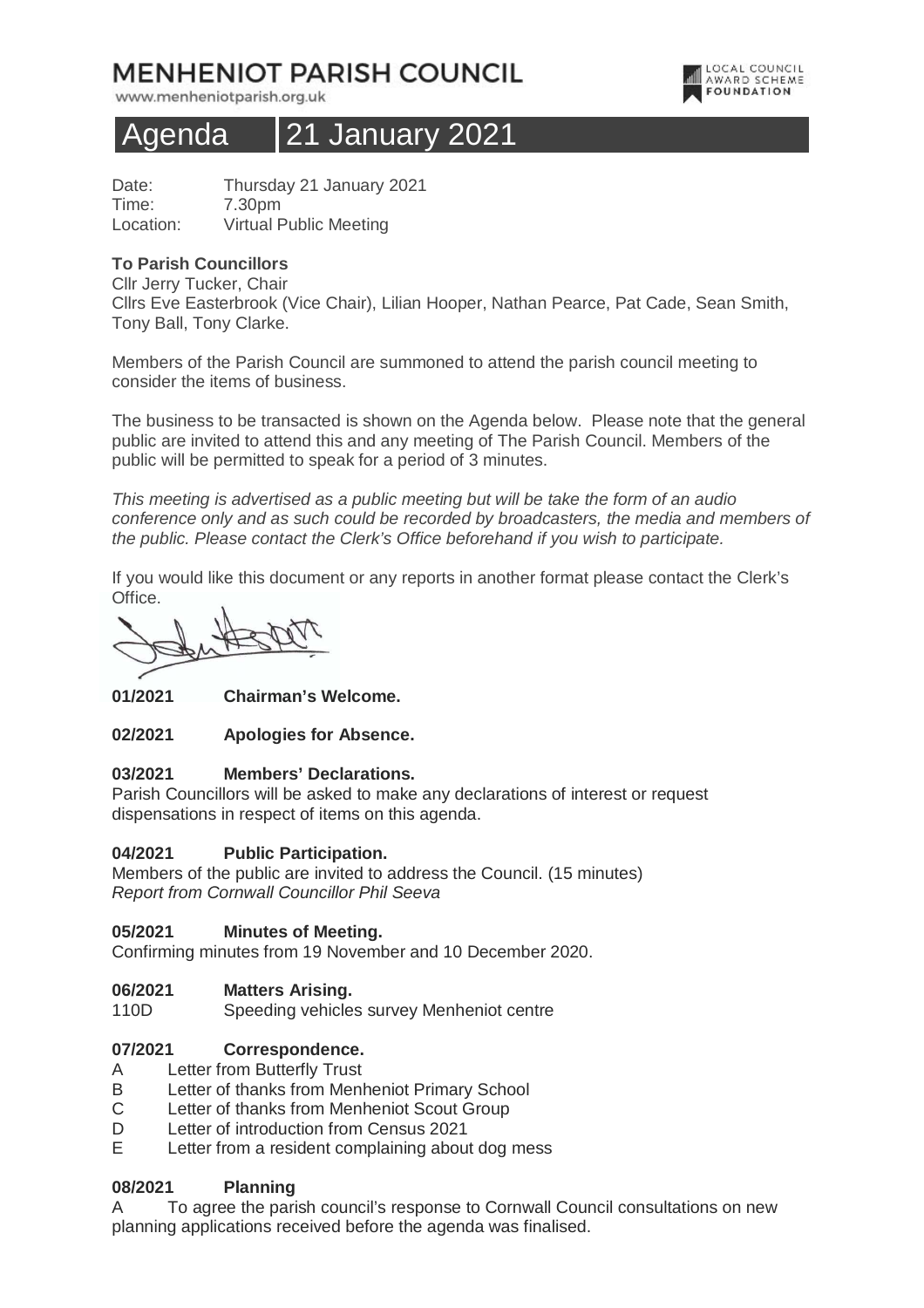# MENHENIOT PARISH COUNCIL

www.menheniotparish.org.uk

LOCAL COUNCIL AWARD SCHEME FOUNDATION

## Agenda 21 January 2021

Date: Thursday 21 January 2021
Time: 7.30pm
Location: Virtual Public Meeting

**To Parish Councillors**
Cllr Jerry Tucker, Chair
Cllrs Eve Easterbrook (Vice Chair), Lilian Hooper, Nathan Pearce, Pat Cade, Sean Smith, Tony Ball, Tony Clarke.

Members of the Parish Council are summoned to attend the parish council meeting to consider the items of business.

The business to be transacted is shown on the Agenda below. Please note that the general public are invited to attend this and any meeting of The Parish Council. Members of the public will be permitted to speak for a period of 3 minutes.

*This meeting is advertised as a public meeting but will be take the form of an audio conference only and as such could be recorded by broadcasters, the media and members of the public. Please contact the Clerk's Office beforehand if you wish to participate.*

If you would like this document or any reports in another format please contact the Clerk's Office.

**01/2021 Chairman's Welcome.**

**02/2021 Apologies for Absence.**

**03/2021 Members' Declarations.**
Parish Councillors will be asked to make any declarations of interest or request dispensations in respect of items on this agenda.

**04/2021 Public Participation.**
Members of the public are invited to address the Council. (15 minutes)
*Report from Cornwall Councillor Phil Seeva*

**05/2021 Minutes of Meeting.**
Confirming minutes from 19 November and 10 December 2020.

**06/2021 Matters Arising.**
110D Speeding vehicles survey Menheniot centre

**07/2021 Correspondence.**
A Letter from Butterfly Trust
B Letter of thanks from Menheniot Primary School
C Letter of thanks from Menheniot Scout Group
D Letter of introduction from Census 2021
E Letter from a resident complaining about dog mess

**08/2021 Planning**
A To agree the parish council's response to Cornwall Council consultations on new planning applications received before the agenda was finalised.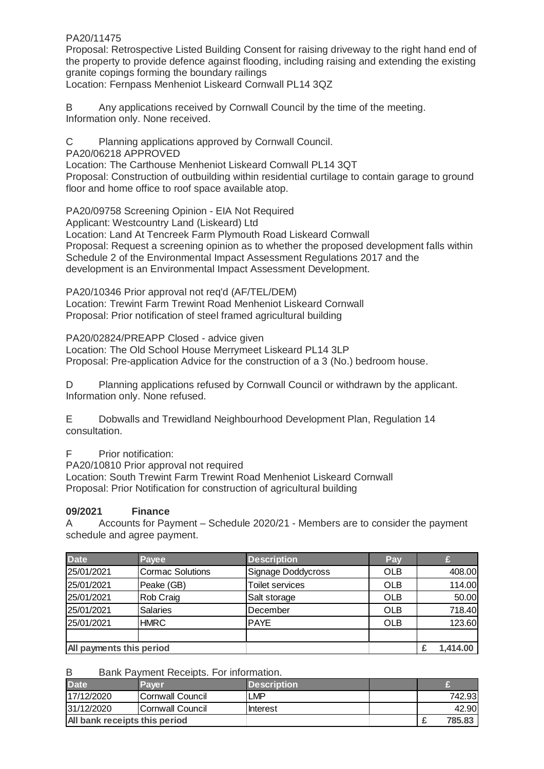PA20/11475
Proposal: Retrospective Listed Building Consent for raising driveway to the right hand end of the property to provide defence against flooding, including raising and extending the existing granite copings forming the boundary railings
Location: Fernpass Menheniot Liskeard Cornwall PL14 3QZ

B Any applications received by Cornwall Council by the time of the meeting.
Information only. None received.

C Planning applications approved by Cornwall Council.
PA20/06218 APPROVED
Location: The Carthouse Menheniot Liskeard Cornwall PL14 3QT
Proposal: Construction of outbuilding within residential curtilage to contain garage to ground floor and home office to roof space available atop.

PA20/09758 Screening Opinion - EIA Not Required
Applicant: Westcountry Land (Liskeard) Ltd
Location: Land At Tencreek Farm Plymouth Road Liskeard Cornwall
Proposal: Request a screening opinion as to whether the proposed development falls within Schedule 2 of the Environmental Impact Assessment Regulations 2017 and the development is an Environmental Impact Assessment Development.

PA20/10346 Prior approval not req'd (AF/TEL/DEM)
Location: Trewint Farm Trewint Road Menheniot Liskeard Cornwall
Proposal: Prior notification of steel framed agricultural building

PA20/02824/PREAPP Closed - advice given
Location: The Old School House Merrymeet Liskeard PL14 3LP
Proposal: Pre-application Advice for the construction of a 3 (No.) bedroom house.

D Planning applications refused by Cornwall Council or withdrawn by the applicant.
Information only. None refused.

E Dobwalls and Trewidland Neighbourhood Development Plan, Regulation 14 consultation.

F Prior notification:
PA20/10810 Prior approval not required
Location: South Trewint Farm Trewint Road Menheniot Liskeard Cornwall
Proposal: Prior Notification for construction of agricultural building

**09/2021 Finance**

A Accounts for Payment – Schedule 2020/21 - Members are to consider the payment schedule and agree payment.

| Date | Payee | Description | Pay | £ |
|---|---|---|---|---|
| 25/01/2021 | Cormac Solutions | Signage Doddycross | OLB | 408.00 |
| 25/01/2021 | Peake (GB) | Toilet services | OLB | 114.00 |
| 25/01/2021 | Rob Craig | Salt storage | OLB | 50.00 |
| 25/01/2021 | Salaries | December | OLB | 718.40 |
| 25/01/2021 | HMRC | PAYE | OLB | 123.60 |
| | | | | |
| **All payments this period** | | | | **£ 1,414.00** |

B Bank Payment Receipts. For information.

| Date | Payer | Description | | £ |
|---|---|---|---|---|
| 17/12/2020 | Cornwall Council | LMP | | 742.93 |
| 31/12/2020 | Cornwall Council | Interest | | 42.90 |
| **All bank receipts this period** | | | | **£ 785.83** |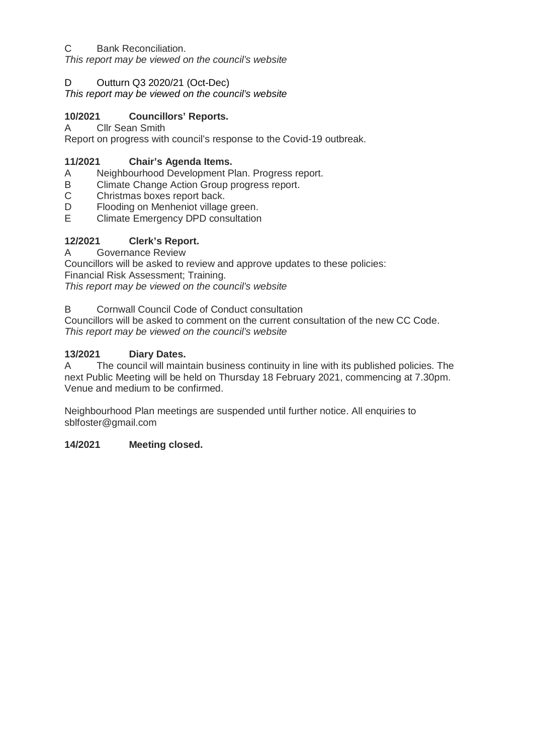C Bank Reconciliation.
*This report may be viewed on the council's website*

D Outturn Q3 2020/21 (Oct-Dec)
*This report may be viewed on the council's website*

**10/2021 Councillors' Reports.**

A Cllr Sean Smith
Report on progress with council's response to the Covid-19 outbreak.

**11/2021 Chair's Agenda Items.**

A Neighbourhood Development Plan. Progress report.
B Climate Change Action Group progress report.
C Christmas boxes report back.
D Flooding on Menheniot village green.
E Climate Emergency DPD consultation

**12/2021 Clerk's Report.**

A Governance Review
Councillors will be asked to review and approve updates to these policies:
Financial Risk Assessment; Training.
*This report may be viewed on the council's website*

B Cornwall Council Code of Conduct consultation
Councillors will be asked to comment on the current consultation of the new CC Code.
*This report may be viewed on the council's website*

**13/2021 Diary Dates.**

A The council will maintain business continuity in line with its published policies. The next Public Meeting will be held on Thursday 18 February 2021, commencing at 7.30pm. Venue and medium to be confirmed.

Neighbourhood Plan meetings are suspended until further notice. All enquiries to sblfoster@gmail.com

**14/2021 Meeting closed.**